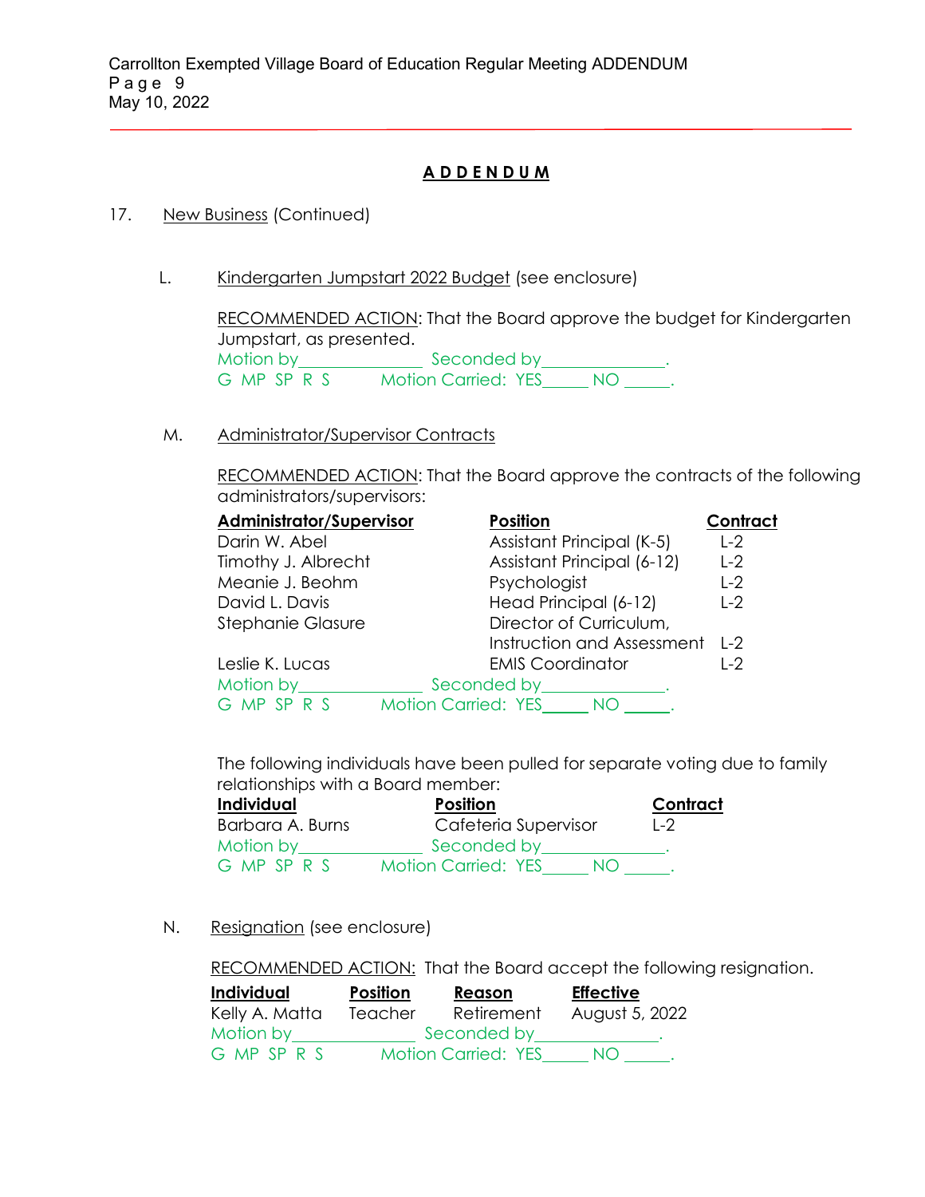# A D D E N D U M

17. New Business (Continued)

L. Kindergarten Jumpstart 2022 Budget (see enclosure)

RECOMMENDED ACTION: That the Board approve the budget for Kindergarten Jumpstart, as presented.

Motion by______________ Seconded by______________.

G MP SP R S Motion Carried: YES_____ NO _____.

M. Administrator/Supervisor Contracts

RECOMMENDED ACTION: That the Board approve the contracts of the following administrators/supervisors:

| Administrator/Supervisor | Position | Contract |
|---|---|---|
| Darin W. Abel | Assistant Principal (K-5) | L-2 |
| Timothy J. Albrecht | Assistant Principal (6-12) | L-2 |
| Meanie J. Beohm | Psychologist | L-2 |
| David L. Davis | Head Principal (6-12) | L-2 |
| Stephanie Glasure | Director of Curriculum, Instruction and Assessment | L-2 |
| Leslie K. Lucas | EMIS Coordinator | L-2 |

Motion by______________ Seconded by______________.

G MP SP R S Motion Carried: YES_____ NO _____.

The following individuals have been pulled for separate voting due to family relationships with a Board member:

| Individual | Position | Contract |
|---|---|---|
| Barbara A. Burns | Cafeteria Supervisor | L-2 |

Motion by______________ Seconded by______________.

G MP SP R S Motion Carried: YES_____ NO _____.

N. Resignation (see enclosure)

RECOMMENDED ACTION: That the Board accept the following resignation.

| Individual | Position | Reason | Effective |
|---|---|---|---|
| Kelly A. Matta | Teacher | Retirement | August 5, 2022 |

Motion by______________ Seconded by______________.

G MP SP R S Motion Carried: YES_____ NO _____.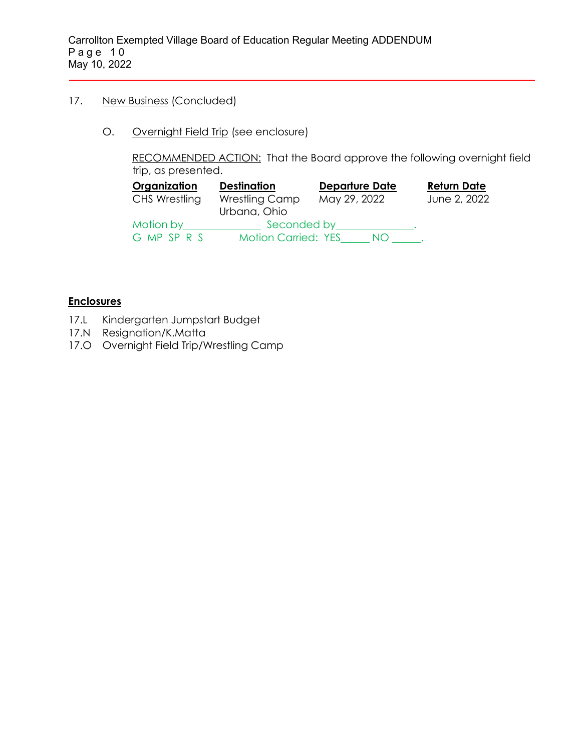17. New Business (Concluded)

O. Overnight Field Trip (see enclosure)

RECOMMENDED ACTION: That the Board approve the following overnight field trip, as presented.

| Organization | Destination | Departure Date | Return Date |
| --- | --- | --- | --- |
| CHS Wrestling | Wrestling Camp Urbana, Ohio | May 29, 2022 | June 2, 2022 |

Motion by______________ Seconded by______________.
G MP SP R S Motion Carried: YES_____ NO _____.

**Enclosures**

17.L Kindergarten Jumpstart Budget
17.N Resignation/K.Matta
17.O Overnight Field Trip/Wrestling Camp